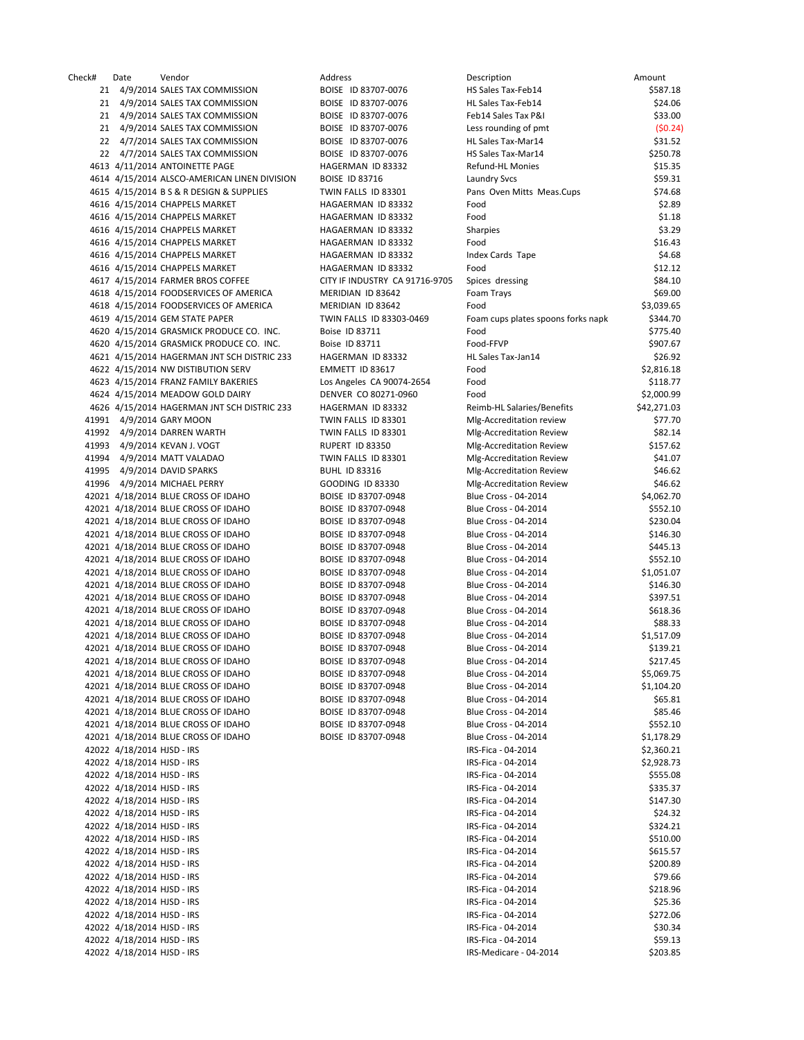| Check# | Date | Vendor | Address | Description | Amount |
|---|---|---|---|---|---|
| 21 | 4/9/2014 | SALES TAX COMMISSION | BOISE ID 83707-0076 | HS Sales Tax-Feb14 | $587.18 |
| 21 | 4/9/2014 | SALES TAX COMMISSION | BOISE ID 83707-0076 | HL Sales Tax-Feb14 | $24.06 |
| 21 | 4/9/2014 | SALES TAX COMMISSION | BOISE ID 83707-0076 | Feb14 Sales Tax P&I | $33.00 |
| 21 | 4/9/2014 | SALES TAX COMMISSION | BOISE ID 83707-0076 | Less rounding of pmt | ($0.24) |
| 22 | 4/7/2014 | SALES TAX COMMISSION | BOISE ID 83707-0076 | HL Sales Tax-Mar14 | $31.52 |
| 22 | 4/7/2014 | SALES TAX COMMISSION | BOISE ID 83707-0076 | HS Sales Tax-Mar14 | $250.78 |
| 4613 | 4/11/2014 | ANTOINETTE PAGE | HAGERMAN ID 83332 | Refund-HL Monies | $15.35 |
| 4614 | 4/15/2014 | ALSCO-AMERICAN LINEN DIVISION | BOISE ID 83716 | Laundry Svcs | $59.31 |
| 4615 | 4/15/2014 | B S & R DESIGN & SUPPLIES | TWIN FALLS ID 83301 | Pans Oven Mitts Meas.Cups | $74.68 |
| 4616 | 4/15/2014 | CHAPPELS MARKET | HAGAERMAN ID 83332 | Food | $2.89 |
| 4616 | 4/15/2014 | CHAPPELS MARKET | HAGAERMAN ID 83332 | Food | $1.18 |
| 4616 | 4/15/2014 | CHAPPELS MARKET | HAGAERMAN ID 83332 | Sharpies | $3.29 |
| 4616 | 4/15/2014 | CHAPPELS MARKET | HAGAERMAN ID 83332 | Food | $16.43 |
| 4616 | 4/15/2014 | CHAPPELS MARKET | HAGAERMAN ID 83332 | Index Cards Tape | $4.68 |
| 4616 | 4/15/2014 | CHAPPELS MARKET | HAGAERMAN ID 83332 | Food | $12.12 |
| 4617 | 4/15/2014 | FARMER BROS COFFEE | CITY IF INDUSTRY CA 91716-9705 | Spices dressing | $84.10 |
| 4618 | 4/15/2014 | FOODSERVICES OF AMERICA | MERIDIAN ID 83642 | Foam Trays | $69.00 |
| 4618 | 4/15/2014 | FOODSERVICES OF AMERICA | MERIDIAN ID 83642 | Food | $3,039.65 |
| 4619 | 4/15/2014 | GEM STATE PAPER | TWIN FALLS ID 83303-0469 | Foam cups plates spoons forks napk | $344.70 |
| 4620 | 4/15/2014 | GRASMICK PRODUCE CO. INC. | Boise ID 83711 | Food | $775.40 |
| 4620 | 4/15/2014 | GRASMICK PRODUCE CO. INC. | Boise ID 83711 | Food-FFVP | $907.67 |
| 4621 | 4/15/2014 | HAGERMAN JNT SCH DISTRIC 233 | HAGERMAN ID 83332 | HL Sales Tax-Jan14 | $26.92 |
| 4622 | 4/15/2014 | NW DISTIBUTION SERV | EMMETT ID 83617 | Food | $2,816.18 |
| 4623 | 4/15/2014 | FRANZ FAMILY BAKERIES | Los Angeles CA 90074-2654 | Food | $118.77 |
| 4624 | 4/15/2014 | MEADOW GOLD DAIRY | DENVER CO 80271-0960 | Food | $2,000.99 |
| 4626 | 4/15/2014 | HAGERMAN JNT SCH DISTRIC 233 | HAGERMAN ID 83332 | Reimb-HL Salaries/Benefits | $42,271.03 |
| 41991 | 4/9/2014 | GARY MOON | TWIN FALLS ID 83301 | Mlg-Accreditation review | $77.70 |
| 41992 | 4/9/2014 | DARREN WARTH | TWIN FALLS ID 83301 | Mlg-Accreditation Review | $82.14 |
| 41993 | 4/9/2014 | KEVAN J. VOGT | RUPERT ID 83350 | Mlg-Accreditation Review | $157.62 |
| 41994 | 4/9/2014 | MATT VALADAO | TWIN FALLS ID 83301 | Mlg-Accreditation Review | $41.07 |
| 41995 | 4/9/2014 | DAVID SPARKS | BUHL ID 83316 | Mlg-Accreditation Review | $46.62 |
| 41996 | 4/9/2014 | MICHAEL PERRY | GOODING ID 83330 | Mlg-Accreditation Review | $46.62 |
| 42021 | 4/18/2014 | BLUE CROSS OF IDAHO | BOISE ID 83707-0948 | Blue Cross - 04-2014 | $4,062.70 |
| 42021 | 4/18/2014 | BLUE CROSS OF IDAHO | BOISE ID 83707-0948 | Blue Cross - 04-2014 | $552.10 |
| 42021 | 4/18/2014 | BLUE CROSS OF IDAHO | BOISE ID 83707-0948 | Blue Cross - 04-2014 | $230.04 |
| 42021 | 4/18/2014 | BLUE CROSS OF IDAHO | BOISE ID 83707-0948 | Blue Cross - 04-2014 | $146.30 |
| 42021 | 4/18/2014 | BLUE CROSS OF IDAHO | BOISE ID 83707-0948 | Blue Cross - 04-2014 | $445.13 |
| 42021 | 4/18/2014 | BLUE CROSS OF IDAHO | BOISE ID 83707-0948 | Blue Cross - 04-2014 | $552.10 |
| 42021 | 4/18/2014 | BLUE CROSS OF IDAHO | BOISE ID 83707-0948 | Blue Cross - 04-2014 | $1,051.07 |
| 42021 | 4/18/2014 | BLUE CROSS OF IDAHO | BOISE ID 83707-0948 | Blue Cross - 04-2014 | $146.30 |
| 42021 | 4/18/2014 | BLUE CROSS OF IDAHO | BOISE ID 83707-0948 | Blue Cross - 04-2014 | $397.51 |
| 42021 | 4/18/2014 | BLUE CROSS OF IDAHO | BOISE ID 83707-0948 | Blue Cross - 04-2014 | $618.36 |
| 42021 | 4/18/2014 | BLUE CROSS OF IDAHO | BOISE ID 83707-0948 | Blue Cross - 04-2014 | $88.33 |
| 42021 | 4/18/2014 | BLUE CROSS OF IDAHO | BOISE ID 83707-0948 | Blue Cross - 04-2014 | $1,517.09 |
| 42021 | 4/18/2014 | BLUE CROSS OF IDAHO | BOISE ID 83707-0948 | Blue Cross - 04-2014 | $139.21 |
| 42021 | 4/18/2014 | BLUE CROSS OF IDAHO | BOISE ID 83707-0948 | Blue Cross - 04-2014 | $217.45 |
| 42021 | 4/18/2014 | BLUE CROSS OF IDAHO | BOISE ID 83707-0948 | Blue Cross - 04-2014 | $5,069.75 |
| 42021 | 4/18/2014 | BLUE CROSS OF IDAHO | BOISE ID 83707-0948 | Blue Cross - 04-2014 | $1,104.20 |
| 42021 | 4/18/2014 | BLUE CROSS OF IDAHO | BOISE ID 83707-0948 | Blue Cross - 04-2014 | $65.81 |
| 42021 | 4/18/2014 | BLUE CROSS OF IDAHO | BOISE ID 83707-0948 | Blue Cross - 04-2014 | $85.46 |
| 42021 | 4/18/2014 | BLUE CROSS OF IDAHO | BOISE ID 83707-0948 | Blue Cross - 04-2014 | $552.10 |
| 42021 | 4/18/2014 | BLUE CROSS OF IDAHO | BOISE ID 83707-0948 | Blue Cross - 04-2014 | $1,178.29 |
| 42022 | 4/18/2014 | HJSD - IRS | | IRS-Fica - 04-2014 | $2,360.21 |
| 42022 | 4/18/2014 | HJSD - IRS | | IRS-Fica - 04-2014 | $2,928.73 |
| 42022 | 4/18/2014 | HJSD - IRS | | IRS-Fica - 04-2014 | $555.08 |
| 42022 | 4/18/2014 | HJSD - IRS | | IRS-Fica - 04-2014 | $335.37 |
| 42022 | 4/18/2014 | HJSD - IRS | | IRS-Fica - 04-2014 | $147.30 |
| 42022 | 4/18/2014 | HJSD - IRS | | IRS-Fica - 04-2014 | $24.32 |
| 42022 | 4/18/2014 | HJSD - IRS | | IRS-Fica - 04-2014 | $324.21 |
| 42022 | 4/18/2014 | HJSD - IRS | | IRS-Fica - 04-2014 | $510.00 |
| 42022 | 4/18/2014 | HJSD - IRS | | IRS-Fica - 04-2014 | $615.57 |
| 42022 | 4/18/2014 | HJSD - IRS | | IRS-Fica - 04-2014 | $200.89 |
| 42022 | 4/18/2014 | HJSD - IRS | | IRS-Fica - 04-2014 | $79.66 |
| 42022 | 4/18/2014 | HJSD - IRS | | IRS-Fica - 04-2014 | $218.96 |
| 42022 | 4/18/2014 | HJSD - IRS | | IRS-Fica - 04-2014 | $25.36 |
| 42022 | 4/18/2014 | HJSD - IRS | | IRS-Fica - 04-2014 | $272.06 |
| 42022 | 4/18/2014 | HJSD - IRS | | IRS-Fica - 04-2014 | $30.34 |
| 42022 | 4/18/2014 | HJSD - IRS | | IRS-Fica - 04-2014 | $59.13 |
| 42022 | 4/18/2014 | HJSD - IRS | | IRS-Medicare - 04-2014 | $203.85 |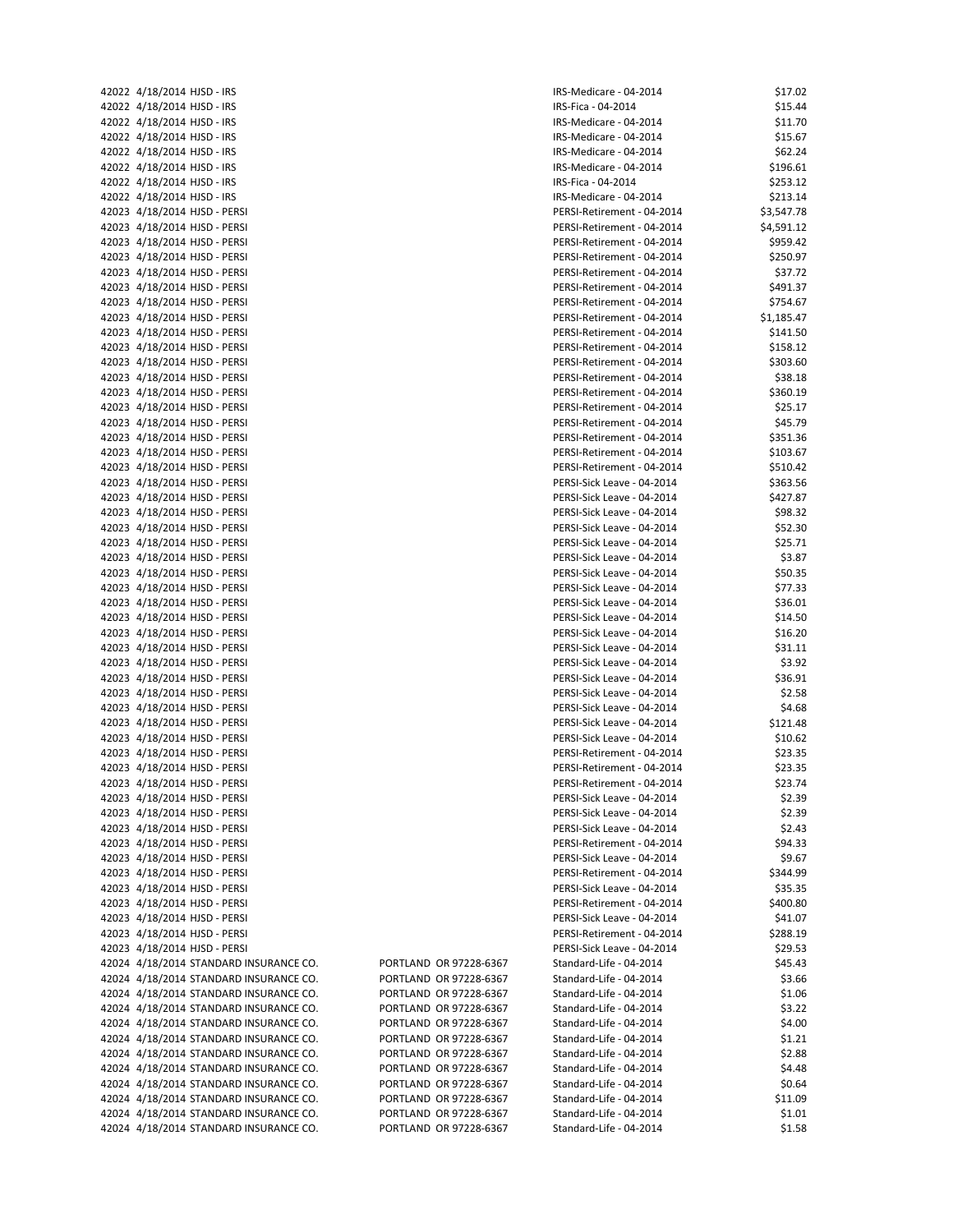| | | | | | |
|---|---|---|---|---|---|
| 42022 | 4/18/2014 | HJSD - IRS | | IRS-Medicare - 04-2014 | $17.02 |
| 42022 | 4/18/2014 | HJSD - IRS | | IRS-Fica - 04-2014 | $15.44 |
| 42022 | 4/18/2014 | HJSD - IRS | | IRS-Medicare - 04-2014 | $11.70 |
| 42022 | 4/18/2014 | HJSD - IRS | | IRS-Medicare - 04-2014 | $15.67 |
| 42022 | 4/18/2014 | HJSD - IRS | | IRS-Medicare - 04-2014 | $62.24 |
| 42022 | 4/18/2014 | HJSD - IRS | | IRS-Medicare - 04-2014 | $196.61 |
| 42022 | 4/18/2014 | HJSD - IRS | | IRS-Fica - 04-2014 | $253.12 |
| 42022 | 4/18/2014 | HJSD - IRS | | IRS-Medicare - 04-2014 | $213.14 |
| 42023 | 4/18/2014 | HJSD - PERSI | | PERSI-Retirement - 04-2014 | $3,547.78 |
| 42023 | 4/18/2014 | HJSD - PERSI | | PERSI-Retirement - 04-2014 | $4,591.12 |
| 42023 | 4/18/2014 | HJSD - PERSI | | PERSI-Retirement - 04-2014 | $959.42 |
| 42023 | 4/18/2014 | HJSD - PERSI | | PERSI-Retirement - 04-2014 | $250.97 |
| 42023 | 4/18/2014 | HJSD - PERSI | | PERSI-Retirement - 04-2014 | $37.72 |
| 42023 | 4/18/2014 | HJSD - PERSI | | PERSI-Retirement - 04-2014 | $491.37 |
| 42023 | 4/18/2014 | HJSD - PERSI | | PERSI-Retirement - 04-2014 | $754.67 |
| 42023 | 4/18/2014 | HJSD - PERSI | | PERSI-Retirement - 04-2014 | $1,185.47 |
| 42023 | 4/18/2014 | HJSD - PERSI | | PERSI-Retirement - 04-2014 | $141.50 |
| 42023 | 4/18/2014 | HJSD - PERSI | | PERSI-Retirement - 04-2014 | $158.12 |
| 42023 | 4/18/2014 | HJSD - PERSI | | PERSI-Retirement - 04-2014 | $303.60 |
| 42023 | 4/18/2014 | HJSD - PERSI | | PERSI-Retirement - 04-2014 | $38.18 |
| 42023 | 4/18/2014 | HJSD - PERSI | | PERSI-Retirement - 04-2014 | $360.19 |
| 42023 | 4/18/2014 | HJSD - PERSI | | PERSI-Retirement - 04-2014 | $25.17 |
| 42023 | 4/18/2014 | HJSD - PERSI | | PERSI-Retirement - 04-2014 | $45.79 |
| 42023 | 4/18/2014 | HJSD - PERSI | | PERSI-Retirement - 04-2014 | $351.36 |
| 42023 | 4/18/2014 | HJSD - PERSI | | PERSI-Retirement - 04-2014 | $103.67 |
| 42023 | 4/18/2014 | HJSD - PERSI | | PERSI-Retirement - 04-2014 | $510.42 |
| 42023 | 4/18/2014 | HJSD - PERSI | | PERSI-Sick Leave - 04-2014 | $363.56 |
| 42023 | 4/18/2014 | HJSD - PERSI | | PERSI-Sick Leave - 04-2014 | $427.87 |
| 42023 | 4/18/2014 | HJSD - PERSI | | PERSI-Sick Leave - 04-2014 | $98.32 |
| 42023 | 4/18/2014 | HJSD - PERSI | | PERSI-Sick Leave - 04-2014 | $52.30 |
| 42023 | 4/18/2014 | HJSD - PERSI | | PERSI-Sick Leave - 04-2014 | $25.71 |
| 42023 | 4/18/2014 | HJSD - PERSI | | PERSI-Sick Leave - 04-2014 | $3.87 |
| 42023 | 4/18/2014 | HJSD - PERSI | | PERSI-Sick Leave - 04-2014 | $50.35 |
| 42023 | 4/18/2014 | HJSD - PERSI | | PERSI-Sick Leave - 04-2014 | $77.33 |
| 42023 | 4/18/2014 | HJSD - PERSI | | PERSI-Sick Leave - 04-2014 | $36.01 |
| 42023 | 4/18/2014 | HJSD - PERSI | | PERSI-Sick Leave - 04-2014 | $14.50 |
| 42023 | 4/18/2014 | HJSD - PERSI | | PERSI-Sick Leave - 04-2014 | $16.20 |
| 42023 | 4/18/2014 | HJSD - PERSI | | PERSI-Sick Leave - 04-2014 | $31.11 |
| 42023 | 4/18/2014 | HJSD - PERSI | | PERSI-Sick Leave - 04-2014 | $3.92 |
| 42023 | 4/18/2014 | HJSD - PERSI | | PERSI-Sick Leave - 04-2014 | $36.91 |
| 42023 | 4/18/2014 | HJSD - PERSI | | PERSI-Sick Leave - 04-2014 | $2.58 |
| 42023 | 4/18/2014 | HJSD - PERSI | | PERSI-Sick Leave - 04-2014 | $4.68 |
| 42023 | 4/18/2014 | HJSD - PERSI | | PERSI-Sick Leave - 04-2014 | $121.48 |
| 42023 | 4/18/2014 | HJSD - PERSI | | PERSI-Sick Leave - 04-2014 | $10.62 |
| 42023 | 4/18/2014 | HJSD - PERSI | | PERSI-Retirement - 04-2014 | $23.35 |
| 42023 | 4/18/2014 | HJSD - PERSI | | PERSI-Retirement - 04-2014 | $23.35 |
| 42023 | 4/18/2014 | HJSD - PERSI | | PERSI-Retirement - 04-2014 | $23.74 |
| 42023 | 4/18/2014 | HJSD - PERSI | | PERSI-Sick Leave - 04-2014 | $2.39 |
| 42023 | 4/18/2014 | HJSD - PERSI | | PERSI-Sick Leave - 04-2014 | $2.39 |
| 42023 | 4/18/2014 | HJSD - PERSI | | PERSI-Sick Leave - 04-2014 | $2.43 |
| 42023 | 4/18/2014 | HJSD - PERSI | | PERSI-Retirement - 04-2014 | $94.33 |
| 42023 | 4/18/2014 | HJSD - PERSI | | PERSI-Sick Leave - 04-2014 | $9.67 |
| 42023 | 4/18/2014 | HJSD - PERSI | | PERSI-Retirement - 04-2014 | $344.99 |
| 42023 | 4/18/2014 | HJSD - PERSI | | PERSI-Sick Leave - 04-2014 | $35.35 |
| 42023 | 4/18/2014 | HJSD - PERSI | | PERSI-Retirement - 04-2014 | $400.80 |
| 42023 | 4/18/2014 | HJSD - PERSI | | PERSI-Sick Leave - 04-2014 | $41.07 |
| 42023 | 4/18/2014 | HJSD - PERSI | | PERSI-Retirement - 04-2014 | $288.19 |
| 42023 | 4/18/2014 | HJSD - PERSI | | PERSI-Sick Leave - 04-2014 | $29.53 |
| 42024 | 4/18/2014 | STANDARD INSURANCE CO. | PORTLAND OR 97228-6367 | Standard-Life - 04-2014 | $45.43 |
| 42024 | 4/18/2014 | STANDARD INSURANCE CO. | PORTLAND OR 97228-6367 | Standard-Life - 04-2014 | $3.66 |
| 42024 | 4/18/2014 | STANDARD INSURANCE CO. | PORTLAND OR 97228-6367 | Standard-Life - 04-2014 | $1.06 |
| 42024 | 4/18/2014 | STANDARD INSURANCE CO. | PORTLAND OR 97228-6367 | Standard-Life - 04-2014 | $3.22 |
| 42024 | 4/18/2014 | STANDARD INSURANCE CO. | PORTLAND OR 97228-6367 | Standard-Life - 04-2014 | $4.00 |
| 42024 | 4/18/2014 | STANDARD INSURANCE CO. | PORTLAND OR 97228-6367 | Standard-Life - 04-2014 | $1.21 |
| 42024 | 4/18/2014 | STANDARD INSURANCE CO. | PORTLAND OR 97228-6367 | Standard-Life - 04-2014 | $2.88 |
| 42024 | 4/18/2014 | STANDARD INSURANCE CO. | PORTLAND OR 97228-6367 | Standard-Life - 04-2014 | $4.48 |
| 42024 | 4/18/2014 | STANDARD INSURANCE CO. | PORTLAND OR 97228-6367 | Standard-Life - 04-2014 | $0.64 |
| 42024 | 4/18/2014 | STANDARD INSURANCE CO. | PORTLAND OR 97228-6367 | Standard-Life - 04-2014 | $11.09 |
| 42024 | 4/18/2014 | STANDARD INSURANCE CO. | PORTLAND OR 97228-6367 | Standard-Life - 04-2014 | $1.01 |
| 42024 | 4/18/2014 | STANDARD INSURANCE CO. | PORTLAND OR 97228-6367 | Standard-Life - 04-2014 | $1.58 |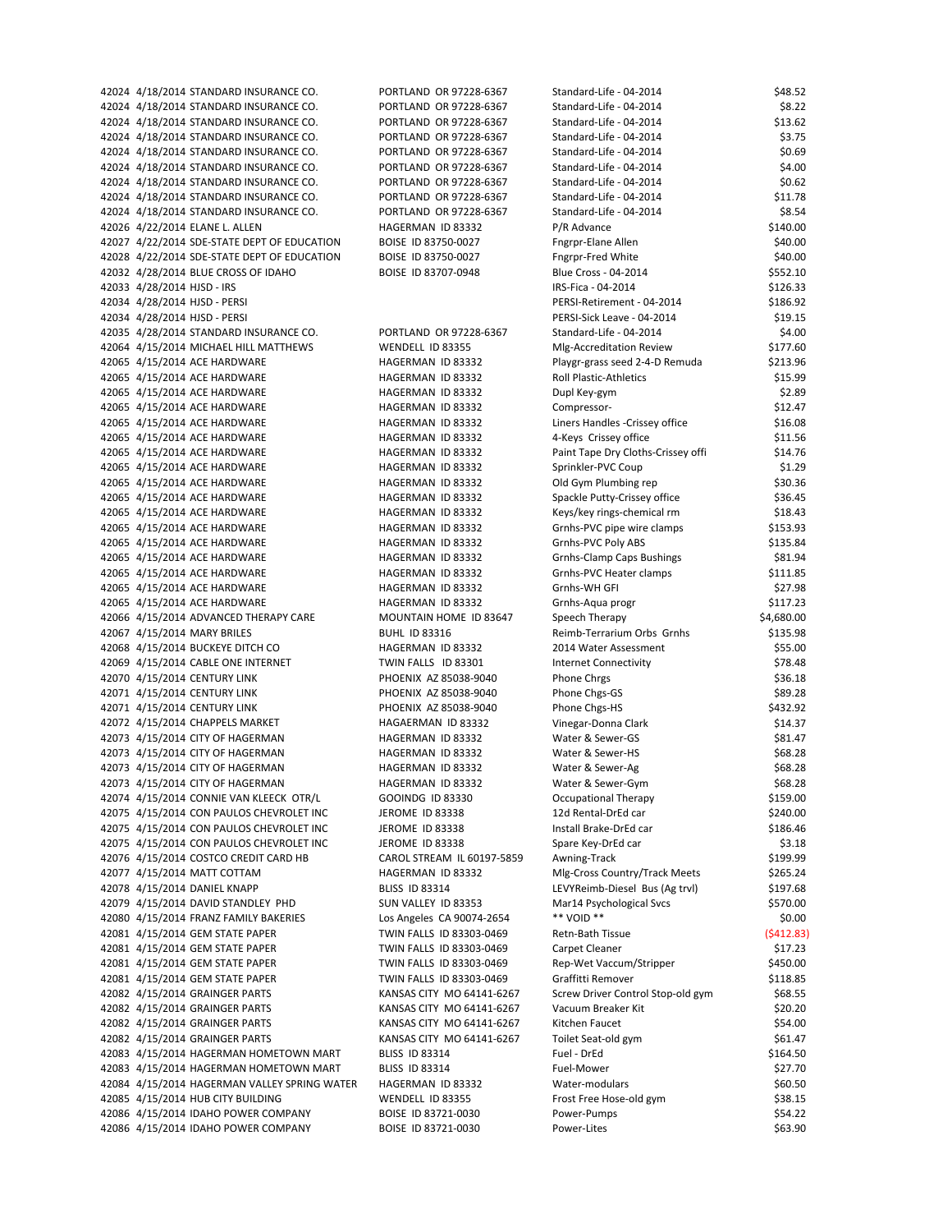| | | | | | |
|---|---|---|---|---|---|
| 42024 | 4/18/2014 | STANDARD INSURANCE CO. | PORTLAND OR 97228-6367 | Standard-Life - 04-2014 | $48.52 |
| 42024 | 4/18/2014 | STANDARD INSURANCE CO. | PORTLAND OR 97228-6367 | Standard-Life - 04-2014 | $8.22 |
| 42024 | 4/18/2014 | STANDARD INSURANCE CO. | PORTLAND OR 97228-6367 | Standard-Life - 04-2014 | $13.62 |
| 42024 | 4/18/2014 | STANDARD INSURANCE CO. | PORTLAND OR 97228-6367 | Standard-Life - 04-2014 | $3.75 |
| 42024 | 4/18/2014 | STANDARD INSURANCE CO. | PORTLAND OR 97228-6367 | Standard-Life - 04-2014 | $0.69 |
| 42024 | 4/18/2014 | STANDARD INSURANCE CO. | PORTLAND OR 97228-6367 | Standard-Life - 04-2014 | $4.00 |
| 42024 | 4/18/2014 | STANDARD INSURANCE CO. | PORTLAND OR 97228-6367 | Standard-Life - 04-2014 | $0.62 |
| 42024 | 4/18/2014 | STANDARD INSURANCE CO. | PORTLAND OR 97228-6367 | Standard-Life - 04-2014 | $11.78 |
| 42024 | 4/18/2014 | STANDARD INSURANCE CO. | PORTLAND OR 97228-6367 | Standard-Life - 04-2014 | $8.54 |
| 42026 | 4/22/2014 | ELANE L. ALLEN | HAGERMAN ID 83332 | P/R Advance | $140.00 |
| 42027 | 4/22/2014 | SDE-STATE DEPT OF EDUCATION | BOISE ID 83750-0027 | Fngrpr-Elane Allen | $40.00 |
| 42028 | 4/22/2014 | SDE-STATE DEPT OF EDUCATION | BOISE ID 83750-0027 | Fngrpr-Fred White | $40.00 |
| 42032 | 4/28/2014 | BLUE CROSS OF IDAHO | BOISE ID 83707-0948 | Blue Cross - 04-2014 | $552.10 |
| 42033 | 4/28/2014 | HJSD - IRS | | IRS-Fica - 04-2014 | $126.33 |
| 42034 | 4/28/2014 | HJSD - PERSI | | PERSI-Retirement - 04-2014 | $186.92 |
| 42034 | 4/28/2014 | HJSD - PERSI | | PERSI-Sick Leave - 04-2014 | $19.15 |
| 42035 | 4/28/2014 | STANDARD INSURANCE CO. | PORTLAND OR 97228-6367 | Standard-Life - 04-2014 | $4.00 |
| 42064 | 4/15/2014 | MICHAEL HILL MATTHEWS | WENDELL ID 83355 | Mlg-Accreditation Review | $177.60 |
| 42065 | 4/15/2014 | ACE HARDWARE | HAGERMAN ID 83332 | Playgr-grass seed 2-4-D Remuda | $213.96 |
| 42065 | 4/15/2014 | ACE HARDWARE | HAGERMAN ID 83332 | Roll Plastic-Athletics | $15.99 |
| 42065 | 4/15/2014 | ACE HARDWARE | HAGERMAN ID 83332 | Dupl Key-gym | $2.89 |
| 42065 | 4/15/2014 | ACE HARDWARE | HAGERMAN ID 83332 | Compressor- | $12.47 |
| 42065 | 4/15/2014 | ACE HARDWARE | HAGERMAN ID 83332 | Liners Handles -Crissey office | $16.08 |
| 42065 | 4/15/2014 | ACE HARDWARE | HAGERMAN ID 83332 | 4-Keys Crissey office | $11.56 |
| 42065 | 4/15/2014 | ACE HARDWARE | HAGERMAN ID 83332 | Paint Tape Dry Cloths-Crissey offi | $14.76 |
| 42065 | 4/15/2014 | ACE HARDWARE | HAGERMAN ID 83332 | Sprinkler-PVC Coup | $1.29 |
| 42065 | 4/15/2014 | ACE HARDWARE | HAGERMAN ID 83332 | Old Gym Plumbing rep | $30.36 |
| 42065 | 4/15/2014 | ACE HARDWARE | HAGERMAN ID 83332 | Spackle Putty-Crissey office | $36.45 |
| 42065 | 4/15/2014 | ACE HARDWARE | HAGERMAN ID 83332 | Keys/key rings-chemical rm | $18.43 |
| 42065 | 4/15/2014 | ACE HARDWARE | HAGERMAN ID 83332 | Grnhs-PVC pipe wire clamps | $153.93 |
| 42065 | 4/15/2014 | ACE HARDWARE | HAGERMAN ID 83332 | Grnhs-PVC Poly ABS | $135.84 |
| 42065 | 4/15/2014 | ACE HARDWARE | HAGERMAN ID 83332 | Grnhs-Clamp Caps Bushings | $81.94 |
| 42065 | 4/15/2014 | ACE HARDWARE | HAGERMAN ID 83332 | Grnhs-PVC Heater clamps | $111.85 |
| 42065 | 4/15/2014 | ACE HARDWARE | HAGERMAN ID 83332 | Grnhs-WH GFI | $27.98 |
| 42065 | 4/15/2014 | ACE HARDWARE | HAGERMAN ID 83332 | Grnhs-Aqua progr | $117.23 |
| 42066 | 4/15/2014 | ADVANCED THERAPY CARE | MOUNTAIN HOME ID 83647 | Speech Therapy | $4,680.00 |
| 42067 | 4/15/2014 | MARY BRILES | BUHL ID 83316 | Reimb-Terrarium Orbs Grnhs | $135.98 |
| 42068 | 4/15/2014 | BUCKEYE DITCH CO | HAGERMAN ID 83332 | 2014 Water Assessment | $55.00 |
| 42069 | 4/15/2014 | CABLE ONE INTERNET | TWIN FALLS ID 83301 | Internet Connectivity | $78.48 |
| 42070 | 4/15/2014 | CENTURY LINK | PHOENIX AZ 85038-9040 | Phone Chrgs | $36.18 |
| 42071 | 4/15/2014 | CENTURY LINK | PHOENIX AZ 85038-9040 | Phone Chgs-GS | $89.28 |
| 42071 | 4/15/2014 | CENTURY LINK | PHOENIX AZ 85038-9040 | Phone Chgs-HS | $432.92 |
| 42072 | 4/15/2014 | CHAPPELS MARKET | HAGAERMAN ID 83332 | Vinegar-Donna Clark | $14.37 |
| 42073 | 4/15/2014 | CITY OF HAGERMAN | HAGERMAN ID 83332 | Water & Sewer-GS | $81.47 |
| 42073 | 4/15/2014 | CITY OF HAGERMAN | HAGERMAN ID 83332 | Water & Sewer-HS | $68.28 |
| 42073 | 4/15/2014 | CITY OF HAGERMAN | HAGERMAN ID 83332 | Water & Sewer-Ag | $68.28 |
| 42073 | 4/15/2014 | CITY OF HAGERMAN | HAGERMAN ID 83332 | Water & Sewer-Gym | $68.28 |
| 42074 | 4/15/2014 | CONNIE VAN KLEECK OTR/L | GOOINDG ID 83330 | Occupational Therapy | $159.00 |
| 42075 | 4/15/2014 | CON PAULOS CHEVROLET INC | JEROME ID 83338 | 12d Rental-DrEd car | $240.00 |
| 42075 | 4/15/2014 | CON PAULOS CHEVROLET INC | JEROME ID 83338 | Install Brake-DrEd car | $186.46 |
| 42075 | 4/15/2014 | CON PAULOS CHEVROLET INC | JEROME ID 83338 | Spare Key-DrEd car | $3.18 |
| 42076 | 4/15/2014 | COSTCO CREDIT CARD HB | CAROL STREAM IL 60197-5859 | Awning-Track | $199.99 |
| 42077 | 4/15/2014 | MATT COTTAM | HAGERMAN ID 83332 | Mlg-Cross Country/Track Meets | $265.24 |
| 42078 | 4/15/2014 | DANIEL KNAPP | BLISS ID 83314 | LEVYReimb-Diesel Bus (Ag trvl) | $197.68 |
| 42079 | 4/15/2014 | DAVID STANDLEY PHD | SUN VALLEY ID 83353 | Mar14 Psychological Svcs | $570.00 |
| 42080 | 4/15/2014 | FRANZ FAMILY BAKERIES | Los Angeles CA 90074-2654 | ** VOID ** | $0.00 |
| 42081 | 4/15/2014 | GEM STATE PAPER | TWIN FALLS ID 83303-0469 | Retn-Bath Tissue | ($412.83) |
| 42081 | 4/15/2014 | GEM STATE PAPER | TWIN FALLS ID 83303-0469 | Carpet Cleaner | $17.23 |
| 42081 | 4/15/2014 | GEM STATE PAPER | TWIN FALLS ID 83303-0469 | Rep-Wet Vaccum/Stripper | $450.00 |
| 42081 | 4/15/2014 | GEM STATE PAPER | TWIN FALLS ID 83303-0469 | Graffitti Remover | $118.85 |
| 42082 | 4/15/2014 | GRAINGER PARTS | KANSAS CITY MO 64141-6267 | Screw Driver Control Stop-old gym | $68.55 |
| 42082 | 4/15/2014 | GRAINGER PARTS | KANSAS CITY MO 64141-6267 | Vacuum Breaker Kit | $20.20 |
| 42082 | 4/15/2014 | GRAINGER PARTS | KANSAS CITY MO 64141-6267 | Kitchen Faucet | $54.00 |
| 42082 | 4/15/2014 | GRAINGER PARTS | KANSAS CITY MO 64141-6267 | Toilet Seat-old gym | $61.47 |
| 42083 | 4/15/2014 | HAGERMAN HOMETOWN MART | BLISS ID 83314 | Fuel - DrEd | $164.50 |
| 42083 | 4/15/2014 | HAGERMAN HOMETOWN MART | BLISS ID 83314 | Fuel-Mower | $27.70 |
| 42084 | 4/15/2014 | HAGERMAN VALLEY SPRING WATER | HAGERMAN ID 83332 | Water-modulars | $60.50 |
| 42085 | 4/15/2014 | HUB CITY BUILDING | WENDELL ID 83355 | Frost Free Hose-old gym | $38.15 |
| 42086 | 4/15/2014 | IDAHO POWER COMPANY | BOISE ID 83721-0030 | Power-Pumps | $54.22 |
| 42086 | 4/15/2014 | IDAHO POWER COMPANY | BOISE ID 83721-0030 | Power-Lites | $63.90 |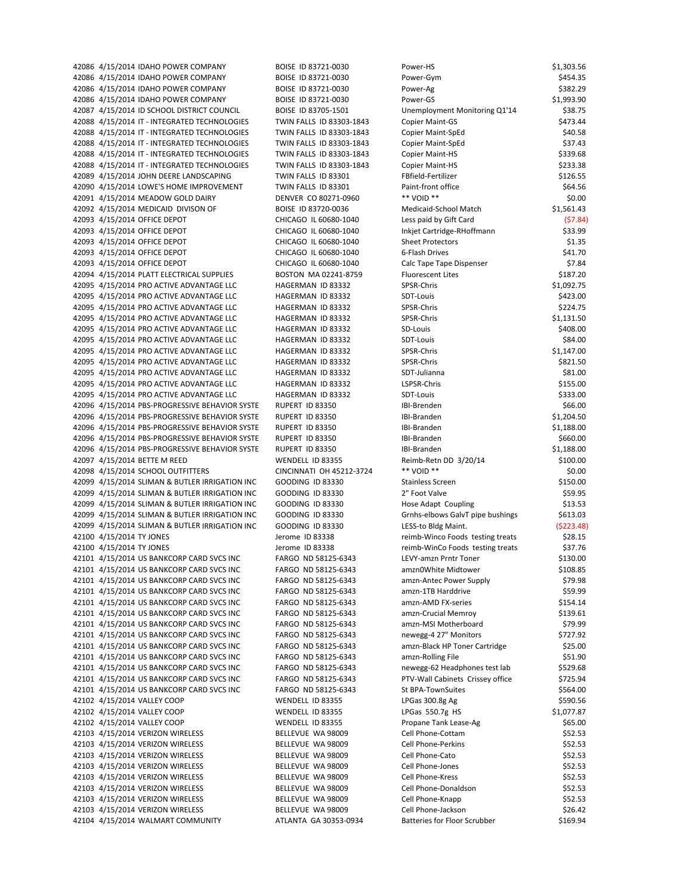| | | | | | |
|---|---|---|---|---|---|
| 42086 | 4/15/2014 | IDAHO POWER COMPANY | BOISE ID 83721-0030 | Power-HS | $1,303.56 |
| 42086 | 4/15/2014 | IDAHO POWER COMPANY | BOISE ID 83721-0030 | Power-Gym | $454.35 |
| 42086 | 4/15/2014 | IDAHO POWER COMPANY | BOISE ID 83721-0030 | Power-Ag | $382.29 |
| 42086 | 4/15/2014 | IDAHO POWER COMPANY | BOISE ID 83721-0030 | Power-GS | $1,993.90 |
| 42087 | 4/15/2014 | ID SCHOOL DISTRICT COUNCIL | BOISE ID 83705-1501 | Unemployment Monitoring Q1'14 | $38.75 |
| 42088 | 4/15/2014 | IT - INTEGRATED TECHNOLOGIES | TWIN FALLS ID 83303-1843 | Copier Maint-GS | $473.44 |
| 42088 | 4/15/2014 | IT - INTEGRATED TECHNOLOGIES | TWIN FALLS ID 83303-1843 | Copier Maint-SpEd | $40.58 |
| 42088 | 4/15/2014 | IT - INTEGRATED TECHNOLOGIES | TWIN FALLS ID 83303-1843 | Copier Maint-SpEd | $37.43 |
| 42088 | 4/15/2014 | IT - INTEGRATED TECHNOLOGIES | TWIN FALLS ID 83303-1843 | Copier Maint-HS | $339.68 |
| 42088 | 4/15/2014 | IT - INTEGRATED TECHNOLOGIES | TWIN FALLS ID 83303-1843 | Copier Maint-HS | $233.38 |
| 42089 | 4/15/2014 | JOHN DEERE LANDSCAPING | TWIN FALLS ID 83301 | FBfield-Fertilizer | $126.55 |
| 42090 | 4/15/2014 | LOWE'S HOME IMPROVEMENT | TWIN FALLS ID 83301 | Paint-front office | $64.56 |
| 42091 | 4/15/2014 | MEADOW GOLD DAIRY | DENVER CO 80271-0960 | ** VOID ** | $0.00 |
| 42092 | 4/15/2014 | MEDICAID DIVISON OF | BOISE ID 83720-0036 | Medicaid-School Match | $1,561.43 |
| 42093 | 4/15/2014 | OFFICE DEPOT | CHICAGO IL 60680-1040 | Less paid by Gift Card | ($7.84) |
| 42093 | 4/15/2014 | OFFICE DEPOT | CHICAGO IL 60680-1040 | Inkjet Cartridge-RHoffmann | $33.99 |
| 42093 | 4/15/2014 | OFFICE DEPOT | CHICAGO IL 60680-1040 | Sheet Protectors | $1.35 |
| 42093 | 4/15/2014 | OFFICE DEPOT | CHICAGO IL 60680-1040 | 6-Flash Drives | $41.70 |
| 42093 | 4/15/2014 | OFFICE DEPOT | CHICAGO IL 60680-1040 | Calc Tape Tape Dispenser | $7.84 |
| 42094 | 4/15/2014 | PLATT ELECTRICAL SUPPLIES | BOSTON MA 02241-8759 | Fluorescent Lites | $187.20 |
| 42095 | 4/15/2014 | PRO ACTIVE ADVANTAGE LLC | HAGERMAN ID 83332 | SPSR-Chris | $1,092.75 |
| 42095 | 4/15/2014 | PRO ACTIVE ADVANTAGE LLC | HAGERMAN ID 83332 | SDT-Louis | $423.00 |
| 42095 | 4/15/2014 | PRO ACTIVE ADVANTAGE LLC | HAGERMAN ID 83332 | SPSR-Chris | $224.75 |
| 42095 | 4/15/2014 | PRO ACTIVE ADVANTAGE LLC | HAGERMAN ID 83332 | SPSR-Chris | $1,131.50 |
| 42095 | 4/15/2014 | PRO ACTIVE ADVANTAGE LLC | HAGERMAN ID 83332 | SD-Louis | $408.00 |
| 42095 | 4/15/2014 | PRO ACTIVE ADVANTAGE LLC | HAGERMAN ID 83332 | SDT-Louis | $84.00 |
| 42095 | 4/15/2014 | PRO ACTIVE ADVANTAGE LLC | HAGERMAN ID 83332 | SPSR-Chris | $1,147.00 |
| 42095 | 4/15/2014 | PRO ACTIVE ADVANTAGE LLC | HAGERMAN ID 83332 | SPSR-Chris | $821.50 |
| 42095 | 4/15/2014 | PRO ACTIVE ADVANTAGE LLC | HAGERMAN ID 83332 | SDT-Julianna | $81.00 |
| 42095 | 4/15/2014 | PRO ACTIVE ADVANTAGE LLC | HAGERMAN ID 83332 | LSPSR-Chris | $155.00 |
| 42095 | 4/15/2014 | PRO ACTIVE ADVANTAGE LLC | HAGERMAN ID 83332 | SDT-Louis | $333.00 |
| 42096 | 4/15/2014 | PBS-PROGRESSIVE BEHAVIOR SYSTE | RUPERT ID 83350 | IBI-Brenden | $66.00 |
| 42096 | 4/15/2014 | PBS-PROGRESSIVE BEHAVIOR SYSTE | RUPERT ID 83350 | IBI-Branden | $1,204.50 |
| 42096 | 4/15/2014 | PBS-PROGRESSIVE BEHAVIOR SYSTE | RUPERT ID 83350 | IBI-Branden | $1,188.00 |
| 42096 | 4/15/2014 | PBS-PROGRESSIVE BEHAVIOR SYSTE | RUPERT ID 83350 | IBI-Branden | $660.00 |
| 42096 | 4/15/2014 | PBS-PROGRESSIVE BEHAVIOR SYSTE | RUPERT ID 83350 | IBI-Branden | $1,188.00 |
| 42097 | 4/15/2014 | BETTE M REED | WENDELL ID 83355 | Reimb-Retn DD 3/20/14 | $100.00 |
| 42098 | 4/15/2014 | SCHOOL OUTFITTERS | CINCINNATI OH 45212-3724 | ** VOID ** | $0.00 |
| 42099 | 4/15/2014 | SLIMAN & BUTLER IRRIGATION INC | GOODING ID 83330 | Stainless Screen | $150.00 |
| 42099 | 4/15/2014 | SLIMAN & BUTLER IRRIGATION INC | GOODING ID 83330 | 2" Foot Valve | $59.95 |
| 42099 | 4/15/2014 | SLIMAN & BUTLER IRRIGATION INC | GOODING ID 83330 | Hose Adapt Coupling | $13.53 |
| 42099 | 4/15/2014 | SLIMAN & BUTLER IRRIGATION INC | GOODING ID 83330 | Grnhs-elbows GalvT pipe bushings | $613.03 |
| 42099 | 4/15/2014 | SLIMAN & BUTLER IRRIGATION INC | GOODING ID 83330 | LESS-to Bldg Maint. | ($223.48) |
| 42100 | 4/15/2014 | TY JONES | Jerome ID 83338 | reimb-Winco Foods testing treats | $28.15 |
| 42100 | 4/15/2014 | TY JONES | Jerome ID 83338 | reimb-WinCo Foods testing treats | $37.76 |
| 42101 | 4/15/2014 | US BANKCORP CARD SVCS INC | FARGO ND 58125-6343 | LEVY-amzn Prntr Toner | $130.00 |
| 42101 | 4/15/2014 | US BANKCORP CARD SVCS INC | FARGO ND 58125-6343 | amzn0White Midtower | $108.85 |
| 42101 | 4/15/2014 | US BANKCORP CARD SVCS INC | FARGO ND 58125-6343 | amzn-Antec Power Supply | $79.98 |
| 42101 | 4/15/2014 | US BANKCORP CARD SVCS INC | FARGO ND 58125-6343 | amzn-1TB Harddrive | $59.99 |
| 42101 | 4/15/2014 | US BANKCORP CARD SVCS INC | FARGO ND 58125-6343 | amzn-AMD FX-series | $154.14 |
| 42101 | 4/15/2014 | US BANKCORP CARD SVCS INC | FARGO ND 58125-6343 | amzn-Crucial Memroy | $139.61 |
| 42101 | 4/15/2014 | US BANKCORP CARD SVCS INC | FARGO ND 58125-6343 | amzn-MSI Motherboard | $79.99 |
| 42101 | 4/15/2014 | US BANKCORP CARD SVCS INC | FARGO ND 58125-6343 | newegg-4 27" Monitors | $727.92 |
| 42101 | 4/15/2014 | US BANKCORP CARD SVCS INC | FARGO ND 58125-6343 | amzn-Black HP Toner Cartridge | $25.00 |
| 42101 | 4/15/2014 | US BANKCORP CARD SVCS INC | FARGO ND 58125-6343 | amzn-Rolling File | $51.90 |
| 42101 | 4/15/2014 | US BANKCORP CARD SVCS INC | FARGO ND 58125-6343 | newegg-62 Headphones test lab | $529.68 |
| 42101 | 4/15/2014 | US BANKCORP CARD SVCS INC | FARGO ND 58125-6343 | PTV-Wall Cabinets Crissey office | $725.94 |
| 42101 | 4/15/2014 | US BANKCORP CARD SVCS INC | FARGO ND 58125-6343 | St BPA-TownSuites | $564.00 |
| 42102 | 4/15/2014 | VALLEY COOP | WENDELL ID 83355 | LPGas 300.8g Ag | $590.56 |
| 42102 | 4/15/2014 | VALLEY COOP | WENDELL ID 83355 | LPGas 550.7g HS | $1,077.87 |
| 42102 | 4/15/2014 | VALLEY COOP | WENDELL ID 83355 | Propane Tank Lease-Ag | $65.00 |
| 42103 | 4/15/2014 | VERIZON WIRELESS | BELLEVUE WA 98009 | Cell Phone-Cottam | $52.53 |
| 42103 | 4/15/2014 | VERIZON WIRELESS | BELLEVUE WA 98009 | Cell Phone-Perkins | $52.53 |
| 42103 | 4/15/2014 | VERIZON WIRELESS | BELLEVUE WA 98009 | Cell Phone-Cato | $52.53 |
| 42103 | 4/15/2014 | VERIZON WIRELESS | BELLEVUE WA 98009 | Cell Phone-Jones | $52.53 |
| 42103 | 4/15/2014 | VERIZON WIRELESS | BELLEVUE WA 98009 | Cell Phone-Kress | $52.53 |
| 42103 | 4/15/2014 | VERIZON WIRELESS | BELLEVUE WA 98009 | Cell Phone-Donaldson | $52.53 |
| 42103 | 4/15/2014 | VERIZON WIRELESS | BELLEVUE WA 98009 | Cell Phone-Knapp | $52.53 |
| 42103 | 4/15/2014 | VERIZON WIRELESS | BELLEVUE WA 98009 | Cell Phone-Jackson | $26.42 |
| 42104 | 4/15/2014 | WALMART COMMUNITY | ATLANTA GA 30353-0934 | Batteries for Floor Scrubber | $169.94 |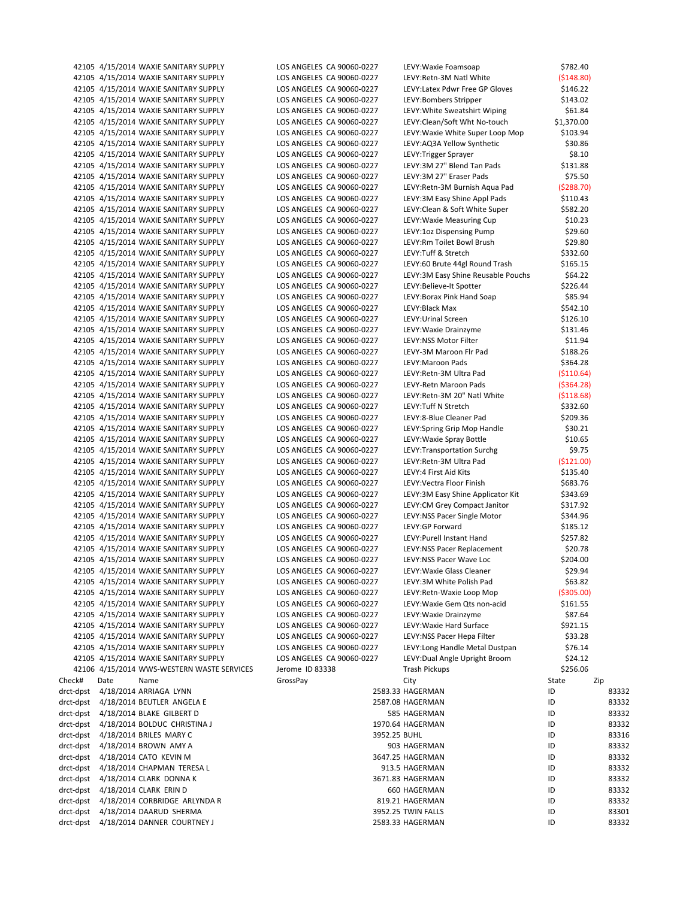| | | | | | |
|---|---|---|---|---|---|
| 42105 | 4/15/2014 | WAXIE SANITARY SUPPLY | LOS ANGELES CA 90060-0227 | LEVY:Waxie Foamsoap | $782.40 |
| 42105 | 4/15/2014 | WAXIE SANITARY SUPPLY | LOS ANGELES CA 90060-0227 | LEVY:Retn-3M Natl White | ($148.80) |
| 42105 | 4/15/2014 | WAXIE SANITARY SUPPLY | LOS ANGELES CA 90060-0227 | LEVY:Latex Pdwr Free GP Gloves | $146.22 |
| 42105 | 4/15/2014 | WAXIE SANITARY SUPPLY | LOS ANGELES CA 90060-0227 | LEVY:Bombers Stripper | $143.02 |
| 42105 | 4/15/2014 | WAXIE SANITARY SUPPLY | LOS ANGELES CA 90060-0227 | LEVY:White Sweatshirt Wiping | $61.84 |
| 42105 | 4/15/2014 | WAXIE SANITARY SUPPLY | LOS ANGELES CA 90060-0227 | LEVY:Clean/Soft Wht No-touch | $1,370.00 |
| 42105 | 4/15/2014 | WAXIE SANITARY SUPPLY | LOS ANGELES CA 90060-0227 | LEVY:Waxie White Super Loop Mop | $103.94 |
| 42105 | 4/15/2014 | WAXIE SANITARY SUPPLY | LOS ANGELES CA 90060-0227 | LEVY:AQ3A Yellow Synthetic | $30.86 |
| 42105 | 4/15/2014 | WAXIE SANITARY SUPPLY | LOS ANGELES CA 90060-0227 | LEVY:Trigger Sprayer | $8.10 |
| 42105 | 4/15/2014 | WAXIE SANITARY SUPPLY | LOS ANGELES CA 90060-0227 | LEVY:3M 27" Blend Tan Pads | $131.88 |
| 42105 | 4/15/2014 | WAXIE SANITARY SUPPLY | LOS ANGELES CA 90060-0227 | LEVY:3M 27" Eraser Pads | $75.50 |
| 42105 | 4/15/2014 | WAXIE SANITARY SUPPLY | LOS ANGELES CA 90060-0227 | LEVY:Retn-3M Burnish Aqua Pad | ($288.70) |
| 42105 | 4/15/2014 | WAXIE SANITARY SUPPLY | LOS ANGELES CA 90060-0227 | LEVY:3M Easy Shine Appl Pads | $110.43 |
| 42105 | 4/15/2014 | WAXIE SANITARY SUPPLY | LOS ANGELES CA 90060-0227 | LEVY:Clean & Soft White Super | $582.20 |
| 42105 | 4/15/2014 | WAXIE SANITARY SUPPLY | LOS ANGELES CA 90060-0227 | LEVY:Waxie Measuring Cup | $10.23 |
| 42105 | 4/15/2014 | WAXIE SANITARY SUPPLY | LOS ANGELES CA 90060-0227 | LEVY:1oz Dispensing Pump | $29.60 |
| 42105 | 4/15/2014 | WAXIE SANITARY SUPPLY | LOS ANGELES CA 90060-0227 | LEVY:Rm Toilet Bowl Brush | $29.80 |
| 42105 | 4/15/2014 | WAXIE SANITARY SUPPLY | LOS ANGELES CA 90060-0227 | LEVY:Tuff & Stretch | $332.60 |
| 42105 | 4/15/2014 | WAXIE SANITARY SUPPLY | LOS ANGELES CA 90060-0227 | LEVY:60 Brute 44gl Round Trash | $165.15 |
| 42105 | 4/15/2014 | WAXIE SANITARY SUPPLY | LOS ANGELES CA 90060-0227 | LEVY:3M Easy Shine Reusable Pouchs | $64.22 |
| 42105 | 4/15/2014 | WAXIE SANITARY SUPPLY | LOS ANGELES CA 90060-0227 | LEVY:Believe-It Spotter | $226.44 |
| 42105 | 4/15/2014 | WAXIE SANITARY SUPPLY | LOS ANGELES CA 90060-0227 | LEVY:Borax Pink Hand Soap | $85.94 |
| 42105 | 4/15/2014 | WAXIE SANITARY SUPPLY | LOS ANGELES CA 90060-0227 | LEVY:Black Max | $542.10 |
| 42105 | 4/15/2014 | WAXIE SANITARY SUPPLY | LOS ANGELES CA 90060-0227 | LEVY:Urinal Screen | $126.10 |
| 42105 | 4/15/2014 | WAXIE SANITARY SUPPLY | LOS ANGELES CA 90060-0227 | LEVY:Waxie Drainzyme | $131.46 |
| 42105 | 4/15/2014 | WAXIE SANITARY SUPPLY | LOS ANGELES CA 90060-0227 | LEVY:NSS Motor Filter | $11.94 |
| 42105 | 4/15/2014 | WAXIE SANITARY SUPPLY | LOS ANGELES CA 90060-0227 | LEVY-3M Maroon Flr Pad | $188.26 |
| 42105 | 4/15/2014 | WAXIE SANITARY SUPPLY | LOS ANGELES CA 90060-0227 | LEVY:Maroon Pads | $364.28 |
| 42105 | 4/15/2014 | WAXIE SANITARY SUPPLY | LOS ANGELES CA 90060-0227 | LEVY:Retn-3M Ultra Pad | ($110.64) |
| 42105 | 4/15/2014 | WAXIE SANITARY SUPPLY | LOS ANGELES CA 90060-0227 | LEVY-Retn Maroon Pads | ($364.28) |
| 42105 | 4/15/2014 | WAXIE SANITARY SUPPLY | LOS ANGELES CA 90060-0227 | LEVY:Retn-3M 20" Natl White | ($118.68) |
| 42105 | 4/15/2014 | WAXIE SANITARY SUPPLY | LOS ANGELES CA 90060-0227 | LEVY:Tuff N Stretch | $332.60 |
| 42105 | 4/15/2014 | WAXIE SANITARY SUPPLY | LOS ANGELES CA 90060-0227 | LEVY:8-Blue Cleaner Pad | $209.36 |
| 42105 | 4/15/2014 | WAXIE SANITARY SUPPLY | LOS ANGELES CA 90060-0227 | LEVY:Spring Grip Mop Handle | $30.21 |
| 42105 | 4/15/2014 | WAXIE SANITARY SUPPLY | LOS ANGELES CA 90060-0227 | LEVY:Waxie Spray Bottle | $10.65 |
| 42105 | 4/15/2014 | WAXIE SANITARY SUPPLY | LOS ANGELES CA 90060-0227 | LEVY:Transportation Surchg | $9.75 |
| 42105 | 4/15/2014 | WAXIE SANITARY SUPPLY | LOS ANGELES CA 90060-0227 | LEVY:Retn-3M Ultra Pad | ($121.00) |
| 42105 | 4/15/2014 | WAXIE SANITARY SUPPLY | LOS ANGELES CA 90060-0227 | LEVY:4 First Aid Kits | $135.40 |
| 42105 | 4/15/2014 | WAXIE SANITARY SUPPLY | LOS ANGELES CA 90060-0227 | LEVY:Vectra Floor Finish | $683.76 |
| 42105 | 4/15/2014 | WAXIE SANITARY SUPPLY | LOS ANGELES CA 90060-0227 | LEVY:3M Easy Shine Applicator Kit | $343.69 |
| 42105 | 4/15/2014 | WAXIE SANITARY SUPPLY | LOS ANGELES CA 90060-0227 | LEVY:CM Grey Compact Janitor | $317.92 |
| 42105 | 4/15/2014 | WAXIE SANITARY SUPPLY | LOS ANGELES CA 90060-0227 | LEVY:NSS Pacer Single Motor | $344.96 |
| 42105 | 4/15/2014 | WAXIE SANITARY SUPPLY | LOS ANGELES CA 90060-0227 | LEVY:GP Forward | $185.12 |
| 42105 | 4/15/2014 | WAXIE SANITARY SUPPLY | LOS ANGELES CA 90060-0227 | LEVY:Purell Instant Hand | $257.82 |
| 42105 | 4/15/2014 | WAXIE SANITARY SUPPLY | LOS ANGELES CA 90060-0227 | LEVY:NSS Pacer Replacement | $20.78 |
| 42105 | 4/15/2014 | WAXIE SANITARY SUPPLY | LOS ANGELES CA 90060-0227 | LEVY:NSS Pacer Wave Loc | $204.00 |
| 42105 | 4/15/2014 | WAXIE SANITARY SUPPLY | LOS ANGELES CA 90060-0227 | LEVY:Waxie Glass Cleaner | $29.94 |
| 42105 | 4/15/2014 | WAXIE SANITARY SUPPLY | LOS ANGELES CA 90060-0227 | LEVY:3M White Polish Pad | $63.82 |
| 42105 | 4/15/2014 | WAXIE SANITARY SUPPLY | LOS ANGELES CA 90060-0227 | LEVY:Retn-Waxie Loop Mop | ($305.00) |
| 42105 | 4/15/2014 | WAXIE SANITARY SUPPLY | LOS ANGELES CA 90060-0227 | LEVY:Waxie Gem Qts non-acid | $161.55 |
| 42105 | 4/15/2014 | WAXIE SANITARY SUPPLY | LOS ANGELES CA 90060-0227 | LEVY:Waxie Drainzyme | $87.64 |
| 42105 | 4/15/2014 | WAXIE SANITARY SUPPLY | LOS ANGELES CA 90060-0227 | LEVY:Waxie Hard Surface | $921.15 |
| 42105 | 4/15/2014 | WAXIE SANITARY SUPPLY | LOS ANGELES CA 90060-0227 | LEVY:NSS Pacer Hepa Filter | $33.28 |
| 42105 | 4/15/2014 | WAXIE SANITARY SUPPLY | LOS ANGELES CA 90060-0227 | LEVY:Long Handle Metal Dustpan | $76.14 |
| 42105 | 4/15/2014 | WAXIE SANITARY SUPPLY | LOS ANGELES CA 90060-0227 | LEVY:Dual Angle Upright Broom | $24.12 |
| 42106 | 4/15/2014 | WWS-WESTERN WASTE SERVICES | Jerome ID 83338 | Trash Pickups | $256.06 |

| Check# | Date | Name | GrossPay | City | State | Zip |
|---|---|---|---|---|---|---|
| drct-dpst | 4/18/2014 | ARRIAGA LYNN | 2583.33 | HAGERMAN | ID | 83332 |
| drct-dpst | 4/18/2014 | BEUTLER ANGELA E | 2587.08 | HAGERMAN | ID | 83332 |
| drct-dpst | 4/18/2014 | BLAKE GILBERT D | 585 | HAGERMAN | ID | 83332 |
| drct-dpst | 4/18/2014 | BOLDUC CHRISTINA J | 1970.64 | HAGERMAN | ID | 83332 |
| drct-dpst | 4/18/2014 | BRILES MARY C | 3952.25 | BUHL | ID | 83316 |
| drct-dpst | 4/18/2014 | BROWN AMY A | 903 | HAGERMAN | ID | 83332 |
| drct-dpst | 4/18/2014 | CATO KEVIN M | 3647.25 | HAGERMAN | ID | 83332 |
| drct-dpst | 4/18/2014 | CHAPMAN TERESA L | 913.5 | HAGERMAN | ID | 83332 |
| drct-dpst | 4/18/2014 | CLARK DONNA K | 3671.83 | HAGERMAN | ID | 83332 |
| drct-dpst | 4/18/2014 | CLARK ERIN D | 660 | HAGERMAN | ID | 83332 |
| drct-dpst | 4/18/2014 | CORBRIDGE ARLYNDA R | 819.21 | HAGERMAN | ID | 83332 |
| drct-dpst | 4/18/2014 | DAARUD SHERMA | 3952.25 | TWIN FALLS | ID | 83301 |
| drct-dpst | 4/18/2014 | DANNER COURTNEY J | 2583.33 | HAGERMAN | ID | 83332 |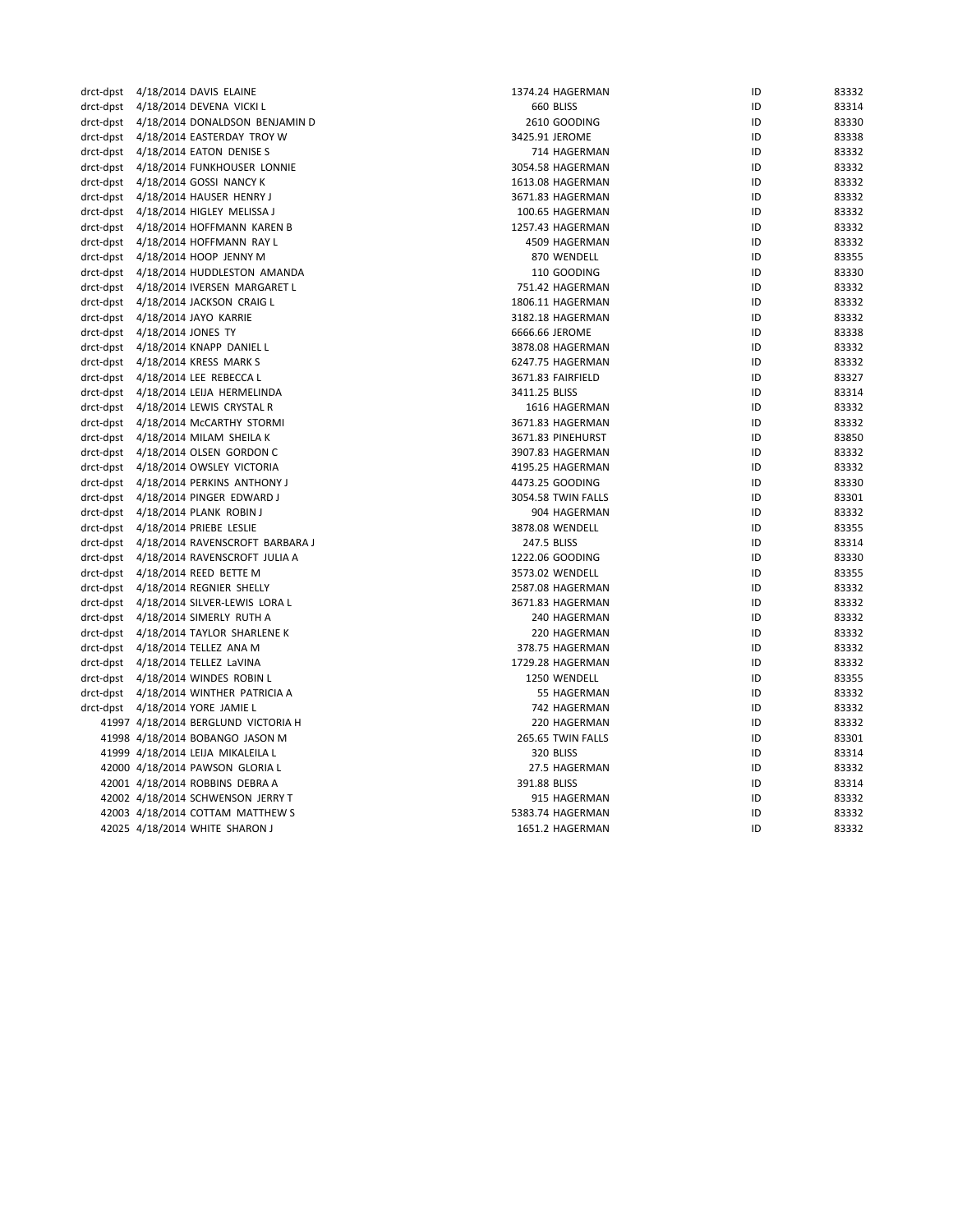| | | | | | | |
|---|---|---|---|---|---|---|
| drct-dpst | 4/18/2014 | DAVIS ELAINE | 1374.24 | HAGERMAN | ID | 83332 |
| drct-dpst | 4/18/2014 | DEVENA VICKI L | 660 | BLISS | ID | 83314 |
| drct-dpst | 4/18/2014 | DONALDSON BENJAMIN D | 2610 | GOODING | ID | 83330 |
| drct-dpst | 4/18/2014 | EASTERDAY TROY W | 3425.91 | JEROME | ID | 83338 |
| drct-dpst | 4/18/2014 | EATON DENISE S | 714 | HAGERMAN | ID | 83332 |
| drct-dpst | 4/18/2014 | FUNKHOUSER LONNIE | 3054.58 | HAGERMAN | ID | 83332 |
| drct-dpst | 4/18/2014 | GOSSI NANCY K | 1613.08 | HAGERMAN | ID | 83332 |
| drct-dpst | 4/18/2014 | HAUSER HENRY J | 3671.83 | HAGERMAN | ID | 83332 |
| drct-dpst | 4/18/2014 | HIGLEY MELISSA J | 100.65 | HAGERMAN | ID | 83332 |
| drct-dpst | 4/18/2014 | HOFFMANN KAREN B | 1257.43 | HAGERMAN | ID | 83332 |
| drct-dpst | 4/18/2014 | HOFFMANN RAY L | 4509 | HAGERMAN | ID | 83332 |
| drct-dpst | 4/18/2014 | HOOP JENNY M | 870 | WENDELL | ID | 83355 |
| drct-dpst | 4/18/2014 | HUDDLESTON AMANDA | 110 | GOODING | ID | 83330 |
| drct-dpst | 4/18/2014 | IVERSEN MARGARET L | 751.42 | HAGERMAN | ID | 83332 |
| drct-dpst | 4/18/2014 | JACKSON CRAIG L | 1806.11 | HAGERMAN | ID | 83332 |
| drct-dpst | 4/18/2014 | JAYO KARRIE | 3182.18 | HAGERMAN | ID | 83332 |
| drct-dpst | 4/18/2014 | JONES TY | 6666.66 | JEROME | ID | 83338 |
| drct-dpst | 4/18/2014 | KNAPP DANIEL L | 3878.08 | HAGERMAN | ID | 83332 |
| drct-dpst | 4/18/2014 | KRESS MARK S | 6247.75 | HAGERMAN | ID | 83332 |
| drct-dpst | 4/18/2014 | LEE REBECCA L | 3671.83 | FAIRFIELD | ID | 83327 |
| drct-dpst | 4/18/2014 | LEIJA HERMELINDA | 3411.25 | BLISS | ID | 83314 |
| drct-dpst | 4/18/2014 | LEWIS CRYSTAL R | 1616 | HAGERMAN | ID | 83332 |
| drct-dpst | 4/18/2014 | McCARTHY STORMI | 3671.83 | HAGERMAN | ID | 83332 |
| drct-dpst | 4/18/2014 | MILAM SHEILA K | 3671.83 | PINEHURST | ID | 83850 |
| drct-dpst | 4/18/2014 | OLSEN GORDON C | 3907.83 | HAGERMAN | ID | 83332 |
| drct-dpst | 4/18/2014 | OWSLEY VICTORIA | 4195.25 | HAGERMAN | ID | 83332 |
| drct-dpst | 4/18/2014 | PERKINS ANTHONY J | 4473.25 | GOODING | ID | 83330 |
| drct-dpst | 4/18/2014 | PINGER EDWARD J | 3054.58 | TWIN FALLS | ID | 83301 |
| drct-dpst | 4/18/2014 | PLANK ROBIN J | 904 | HAGERMAN | ID | 83332 |
| drct-dpst | 4/18/2014 | PRIEBE LESLIE | 3878.08 | WENDELL | ID | 83355 |
| drct-dpst | 4/18/2014 | RAVENSCROFT BARBARA J | 247.5 | BLISS | ID | 83314 |
| drct-dpst | 4/18/2014 | RAVENSCROFT JULIA A | 1222.06 | GOODING | ID | 83330 |
| drct-dpst | 4/18/2014 | REED BETTE M | 3573.02 | WENDELL | ID | 83355 |
| drct-dpst | 4/18/2014 | REGNIER SHELLY | 2587.08 | HAGERMAN | ID | 83332 |
| drct-dpst | 4/18/2014 | SILVER-LEWIS LORA L | 3671.83 | HAGERMAN | ID | 83332 |
| drct-dpst | 4/18/2014 | SIMERLY RUTH A | 240 | HAGERMAN | ID | 83332 |
| drct-dpst | 4/18/2014 | TAYLOR SHARLENE K | 220 | HAGERMAN | ID | 83332 |
| drct-dpst | 4/18/2014 | TELLEZ ANA M | 378.75 | HAGERMAN | ID | 83332 |
| drct-dpst | 4/18/2014 | TELLEZ LaVINA | 1729.28 | HAGERMAN | ID | 83332 |
| drct-dpst | 4/18/2014 | WINDES ROBIN L | 1250 | WENDELL | ID | 83355 |
| drct-dpst | 4/18/2014 | WINTHER PATRICIA A | 55 | HAGERMAN | ID | 83332 |
| drct-dpst | 4/18/2014 | YORE JAMIE L | 742 | HAGERMAN | ID | 83332 |
| 41997 | 4/18/2014 | BERGLUND VICTORIA H | 220 | HAGERMAN | ID | 83332 |
| 41998 | 4/18/2014 | BOBANGO JASON M | 265.65 | TWIN FALLS | ID | 83301 |
| 41999 | 4/18/2014 | LEIJA MIKALEILA L | 320 | BLISS | ID | 83314 |
| 42000 | 4/18/2014 | PAWSON GLORIA L | 27.5 | HAGERMAN | ID | 83332 |
| 42001 | 4/18/2014 | ROBBINS DEBRA A | 391.88 | BLISS | ID | 83314 |
| 42002 | 4/18/2014 | SCHWENSON JERRY T | 915 | HAGERMAN | ID | 83332 |
| 42003 | 4/18/2014 | COTTAM MATTHEW S | 5383.74 | HAGERMAN | ID | 83332 |
| 42025 | 4/18/2014 | WHITE SHARON J | 1651.2 | HAGERMAN | ID | 83332 |